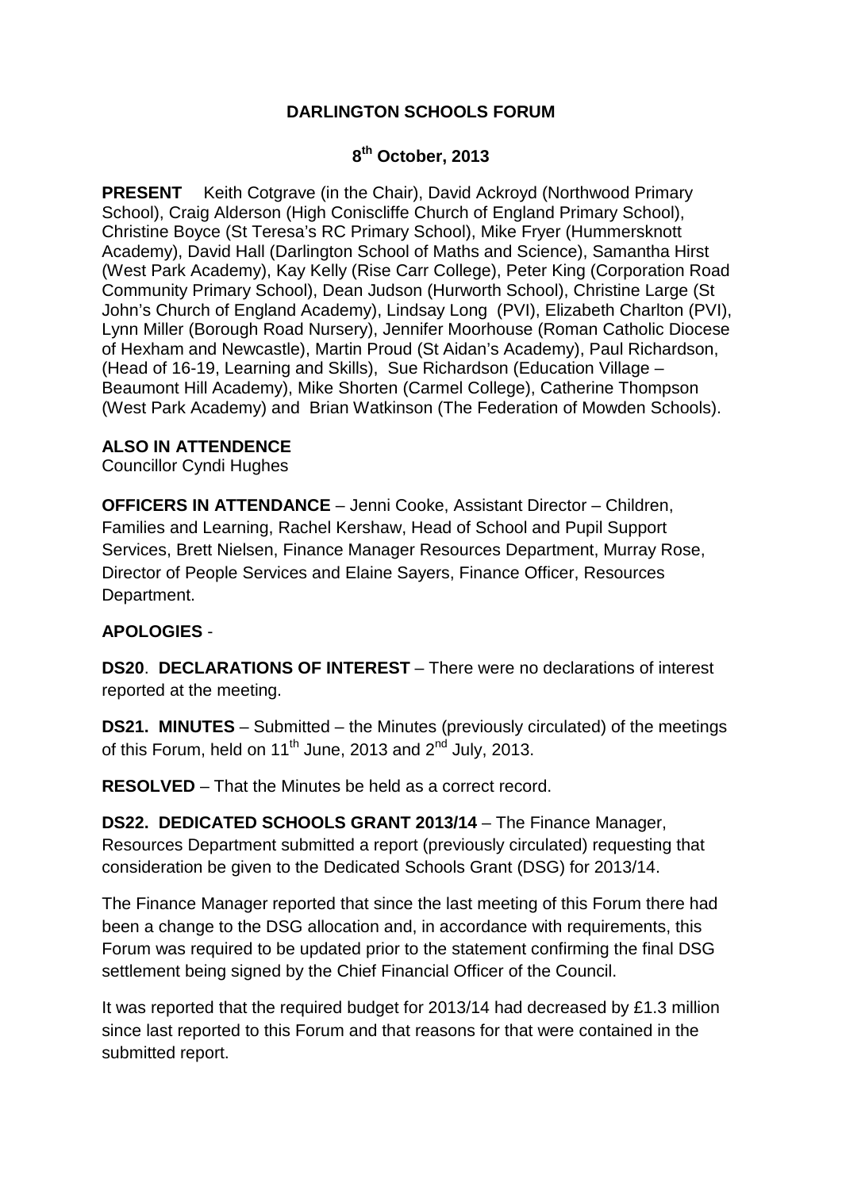# DARLINGTON SCHOOLS FORUM

## 8th October, 2013

**PRESENT** Keith Cotgrave (in the Chair), David Ackroyd (Northwood Primary School), Craig Alderson (High Coniscliffe Church of England Primary School), Christine Boyce (St Teresa's RC Primary School), Mike Fryer (Hummersknott Academy), David Hall (Darlington School of Maths and Science), Samantha Hirst (West Park Academy), Kay Kelly (Rise Carr College), Peter King (Corporation Road Community Primary School), Dean Judson (Hurworth School), Christine Large (St John's Church of England Academy), Lindsay Long (PVI), Elizabeth Charlton (PVI), Lynn Miller (Borough Road Nursery), Jennifer Moorhouse (Roman Catholic Diocese of Hexham and Newcastle), Martin Proud (St Aidan's Academy), Paul Richardson, (Head of 16-19, Learning and Skills), Sue Richardson (Education Village – Beaumont Hill Academy), Mike Shorten (Carmel College), Catherine Thompson (West Park Academy) and Brian Watkinson (The Federation of Mowden Schools).

**ALSO IN ATTENDENCE**
Councillor Cyndi Hughes

**OFFICERS IN ATTENDANCE** – Jenni Cooke, Assistant Director – Children, Families and Learning, Rachel Kershaw, Head of School and Pupil Support Services, Brett Nielsen, Finance Manager Resources Department, Murray Rose, Director of People Services and Elaine Sayers, Finance Officer, Resources Department.

**APOLOGIES** -

**DS20**. **DECLARATIONS OF INTEREST** – There were no declarations of interest reported at the meeting.

**DS21. MINUTES** – Submitted – the Minutes (previously circulated) of the meetings of this Forum, held on 11th June, 2013 and 2nd July, 2013.

**RESOLVED** – That the Minutes be held as a correct record.

**DS22. DEDICATED SCHOOLS GRANT 2013/14** – The Finance Manager, Resources Department submitted a report (previously circulated) requesting that consideration be given to the Dedicated Schools Grant (DSG) for 2013/14.

The Finance Manager reported that since the last meeting of this Forum there had been a change to the DSG allocation and, in accordance with requirements, this Forum was required to be updated prior to the statement confirming the final DSG settlement being signed by the Chief Financial Officer of the Council.

It was reported that the required budget for 2013/14 had decreased by £1.3 million since last reported to this Forum and that reasons for that were contained in the submitted report.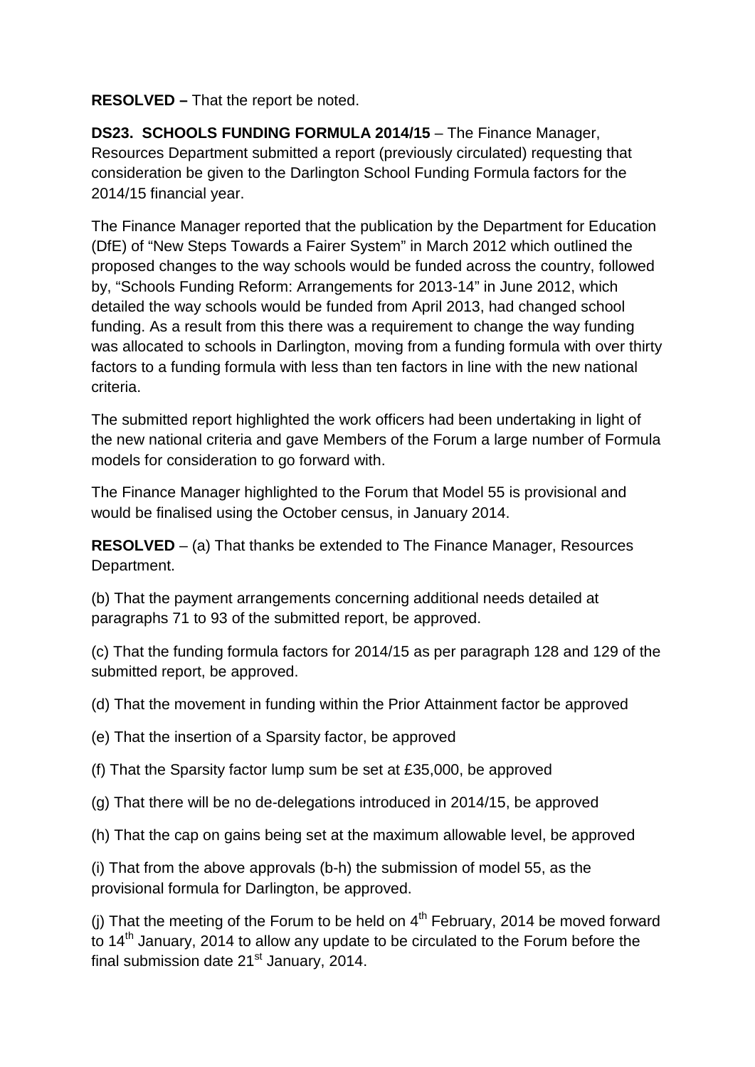**RESOLVED –** That the report be noted.

**DS23. SCHOOLS FUNDING FORMULA 2014/15** – The Finance Manager, Resources Department submitted a report (previously circulated) requesting that consideration be given to the Darlington School Funding Formula factors for the 2014/15 financial year.

The Finance Manager reported that the publication by the Department for Education (DfE) of "New Steps Towards a Fairer System" in March 2012 which outlined the proposed changes to the way schools would be funded across the country, followed by, "Schools Funding Reform: Arrangements for 2013-14" in June 2012, which detailed the way schools would be funded from April 2013, had changed school funding. As a result from this there was a requirement to change the way funding was allocated to schools in Darlington, moving from a funding formula with over thirty factors to a funding formula with less than ten factors in line with the new national criteria.

The submitted report highlighted the work officers had been undertaking in light of the new national criteria and gave Members of the Forum a large number of Formula models for consideration to go forward with.

The Finance Manager highlighted to the Forum that Model 55 is provisional and would be finalised using the October census, in January 2014.

**RESOLVED** – (a) That thanks be extended to The Finance Manager, Resources Department.

(b) That the payment arrangements concerning additional needs detailed at paragraphs 71 to 93 of the submitted report, be approved.

(c) That the funding formula factors for 2014/15 as per paragraph 128 and 129 of the submitted report, be approved.

(d) That the movement in funding within the Prior Attainment factor be approved

(e) That the insertion of a Sparsity factor, be approved

(f) That the Sparsity factor lump sum be set at £35,000, be approved

(g) That there will be no de-delegations introduced in 2014/15, be approved

(h) That the cap on gains being set at the maximum allowable level, be approved

(i) That from the above approvals (b-h) the submission of model 55, as the provisional formula for Darlington, be approved.

(j) That the meeting of the Forum to be held on 4th February, 2014 be moved forward to 14th January, 2014 to allow any update to be circulated to the Forum before the final submission date 21st January, 2014.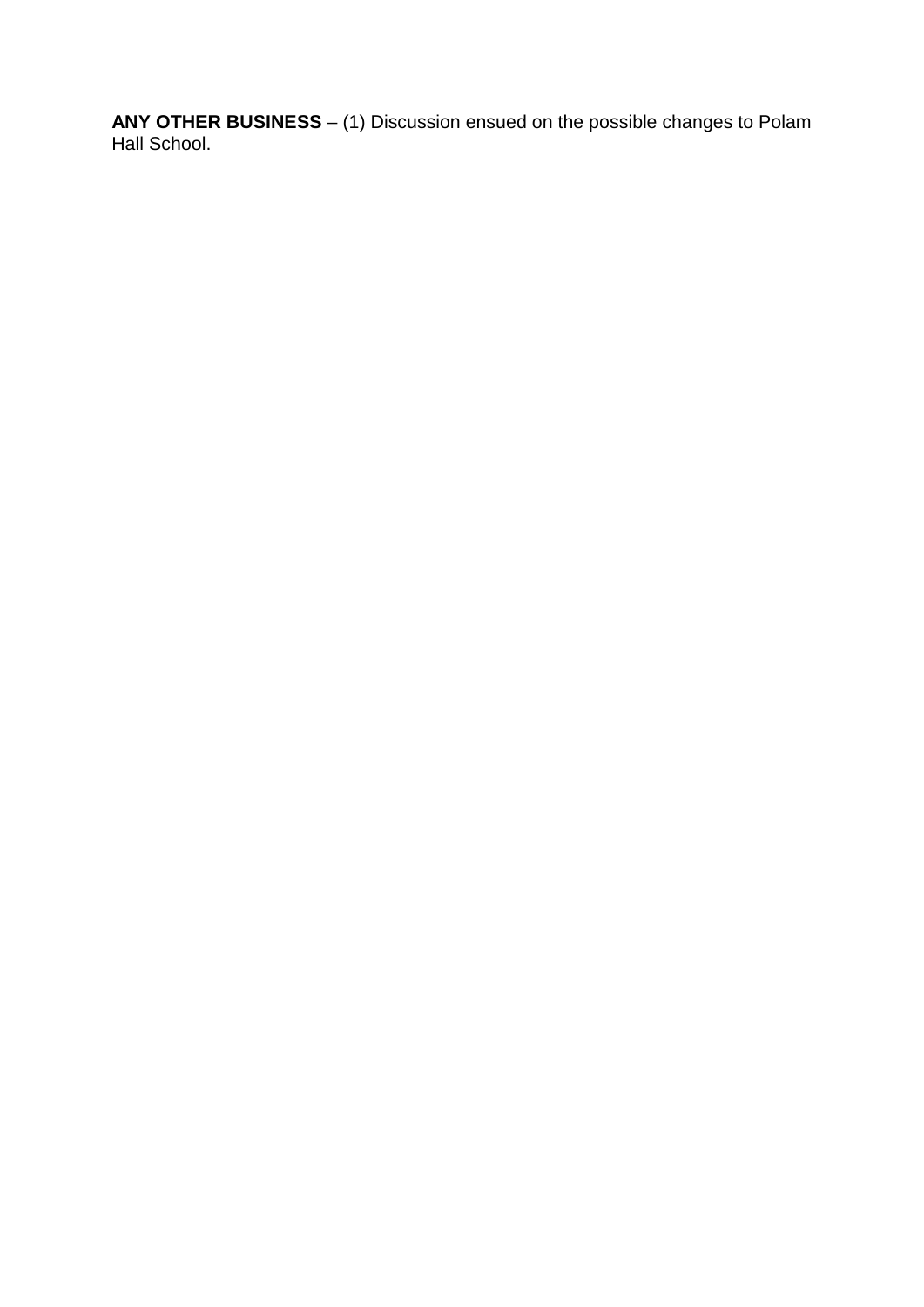**ANY OTHER BUSINESS** – (1) Discussion ensued on the possible changes to Polam Hall School.